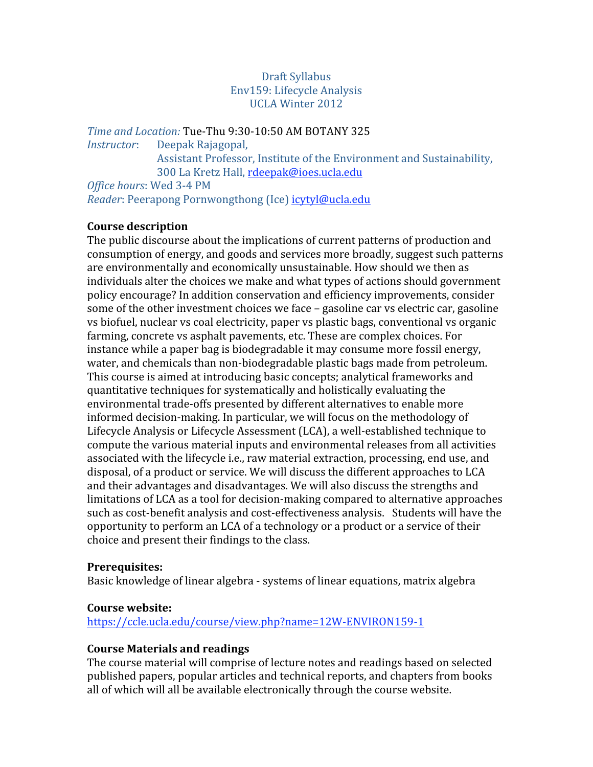# Draft Syllabus
# Env159: Lifecycle Analysis
# UCLA Winter 2012

*Time and Location:* Tue-Thu 9:30-10:50 AM BOTANY 325
*Instructor*: Deepak Rajagopal,
Assistant Professor, Institute of the Environment and Sustainability,
300 La Kretz Hall, rdeepak@ioes.ucla.edu
*Office hours*: Wed 3-4 PM
*Reader*: Peerapong Pornwongthong (Ice) icytyl@ucla.edu

**Course description**

The public discourse about the implications of current patterns of production and consumption of energy, and goods and services more broadly, suggest such patterns are environmentally and economically unsustainable. How should we then as individuals alter the choices we make and what types of actions should government policy encourage? In addition conservation and efficiency improvements, consider some of the other investment choices we face – gasoline car vs electric car, gasoline vs biofuel, nuclear vs coal electricity, paper vs plastic bags, conventional vs organic farming, concrete vs asphalt pavements, etc. These are complex choices. For instance while a paper bag is biodegradable it may consume more fossil energy, water, and chemicals than non-biodegradable plastic bags made from petroleum. This course is aimed at introducing basic concepts; analytical frameworks and quantitative techniques for systematically and holistically evaluating the environmental trade-offs presented by different alternatives to enable more informed decision-making. In particular, we will focus on the methodology of Lifecycle Analysis or Lifecycle Assessment (LCA), a well-established technique to compute the various material inputs and environmental releases from all activities associated with the lifecycle i.e., raw material extraction, processing, end use, and disposal, of a product or service. We will discuss the different approaches to LCA and their advantages and disadvantages. We will also discuss the strengths and limitations of LCA as a tool for decision-making compared to alternative approaches such as cost-benefit analysis and cost-effectiveness analysis. Students will have the opportunity to perform an LCA of a technology or a product or a service of their choice and present their findings to the class.

**Prerequisites:**

Basic knowledge of linear algebra - systems of linear equations, matrix algebra

**Course website:**

https://ccle.ucla.edu/course/view.php?name=12W-ENVIRON159-1

**Course Materials and readings**

The course material will comprise of lecture notes and readings based on selected published papers, popular articles and technical reports, and chapters from books all of which will all be available electronically through the course website.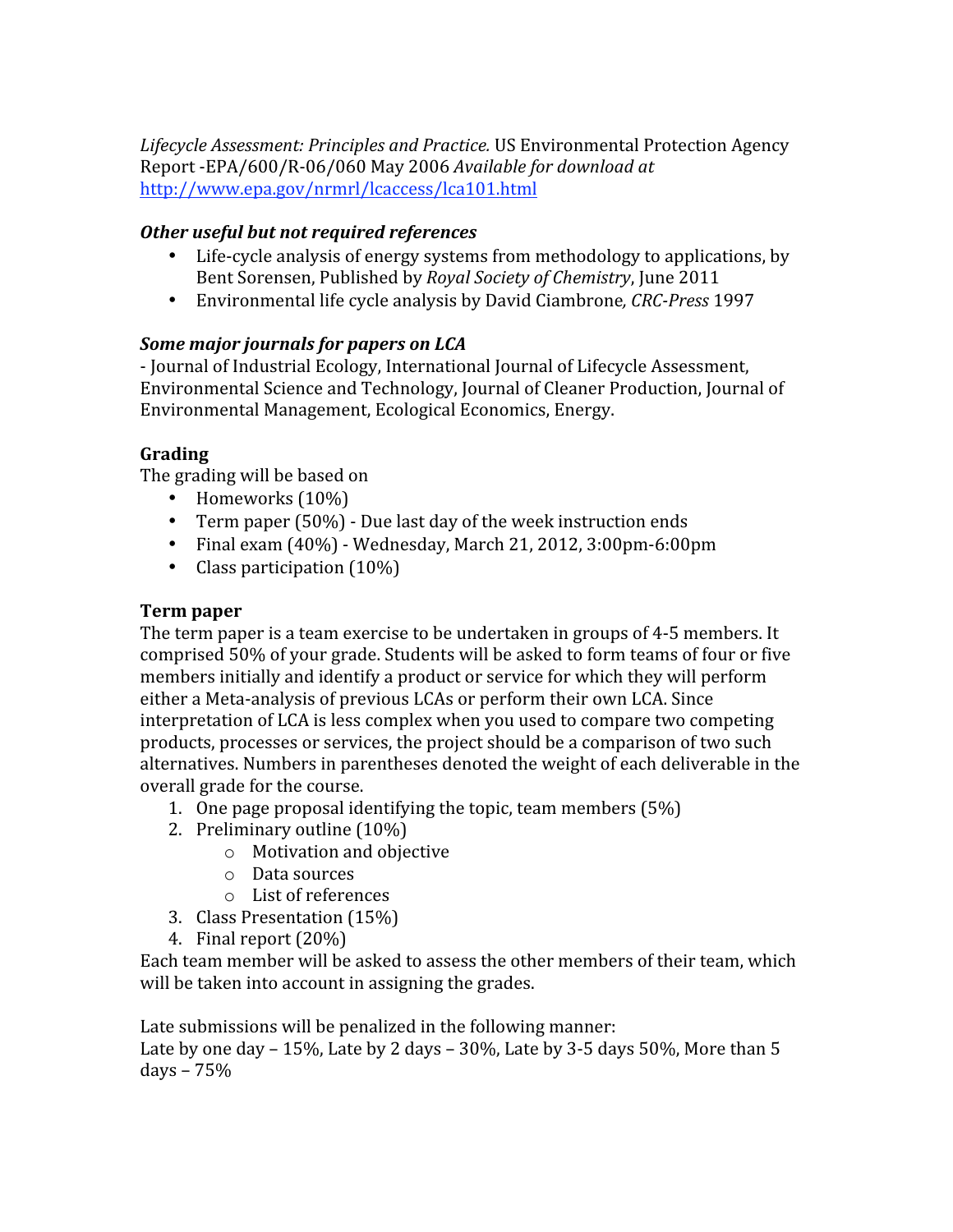*Lifecycle Assessment: Principles and Practice.* US Environmental Protection Agency Report -EPA/600/R-06/060 May 2006 *Available for download at* http://www.epa.gov/nrmrl/lcaccess/lca101.html

***Other useful but not required references***

- Life-cycle analysis of energy systems from methodology to applications, by Bent Sorensen, Published by *Royal Society of Chemistry*, June 2011
- Environmental life cycle analysis by David Ciambrone*, CRC-Press* 1997

***Some major journals for papers on LCA***

- Journal of Industrial Ecology, International Journal of Lifecycle Assessment, Environmental Science and Technology, Journal of Cleaner Production, Journal of Environmental Management, Ecological Economics, Energy.

**Grading**

The grading will be based on

- Homeworks (10%)
- Term paper (50%) - Due last day of the week instruction ends
- Final exam (40%) - Wednesday, March 21, 2012, 3:00pm-6:00pm
- Class participation (10%)

**Term paper**

The term paper is a team exercise to be undertaken in groups of 4-5 members. It comprised 50% of your grade. Students will be asked to form teams of four or five members initially and identify a product or service for which they will perform either a Meta-analysis of previous LCAs or perform their own LCA. Since interpretation of LCA is less complex when you used to compare two competing products, processes or services, the project should be a comparison of two such alternatives. Numbers in parentheses denoted the weight of each deliverable in the overall grade for the course.

1. One page proposal identifying the topic, team members (5%)
2. Preliminary outline (10%)
    - Motivation and objective
    - Data sources
    - List of references
3. Class Presentation (15%)
4. Final report (20%)

Each team member will be asked to assess the other members of their team, which will be taken into account in assigning the grades.

Late submissions will be penalized in the following manner:
Late by one day – 15%, Late by 2 days – 30%, Late by 3-5 days 50%, More than 5 days – 75%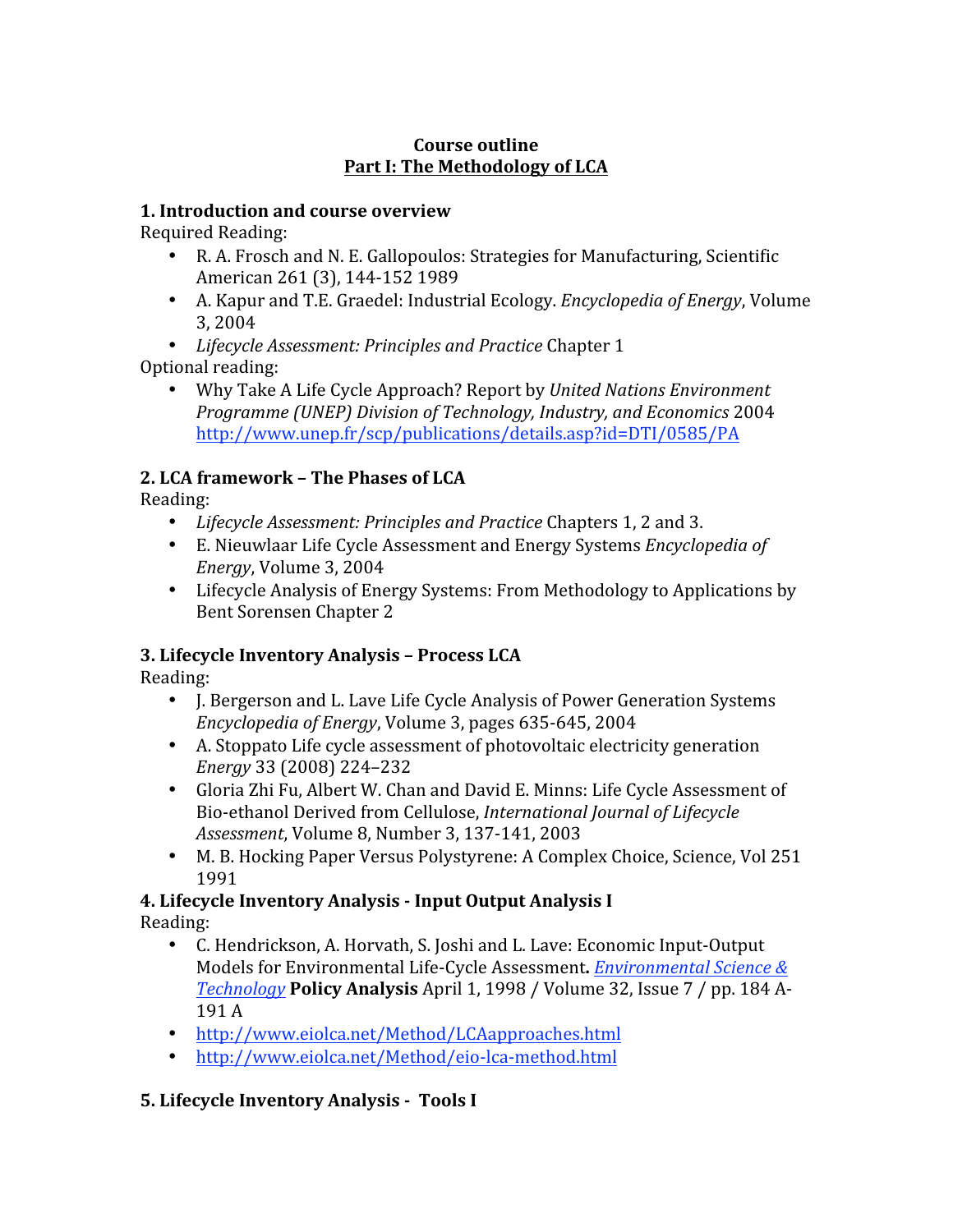**Course outline**
**Part I: The Methodology of LCA**

**1. Introduction and course overview**

Required Reading:

- R. A. Frosch and N. E. Gallopoulos: Strategies for Manufacturing, Scientific American 261 (3), 144-152 1989
- A. Kapur and T.E. Graedel: Industrial Ecology. *Encyclopedia of Energy*, Volume 3, 2004
- *Lifecycle Assessment: Principles and Practice* Chapter 1

Optional reading:

- Why Take A Life Cycle Approach? Report by *United Nations Environment Programme (UNEP) Division of Technology, Industry, and Economics* 2004 http://www.unep.fr/scp/publications/details.asp?id=DTI/0585/PA

**2. LCA framework – The Phases of LCA**

Reading:

- *Lifecycle Assessment: Principles and Practice* Chapters 1, 2 and 3.
- E. Nieuwlaar Life Cycle Assessment and Energy Systems *Encyclopedia of Energy*, Volume 3, 2004
- Lifecycle Analysis of Energy Systems: From Methodology to Applications by Bent Sorensen Chapter 2

**3. Lifecycle Inventory Analysis – Process LCA**

Reading:

- J. Bergerson and L. Lave Life Cycle Analysis of Power Generation Systems *Encyclopedia of Energy*, Volume 3, pages 635-645, 2004
- A. Stoppato Life cycle assessment of photovoltaic electricity generation *Energy* 33 (2008) 224–232
- Gloria Zhi Fu, Albert W. Chan and David E. Minns: Life Cycle Assessment of Bio-ethanol Derived from Cellulose, *International Journal of Lifecycle Assessment*, Volume 8, Number 3, 137-141, 2003
- M. B. Hocking Paper Versus Polystyrene: A Complex Choice, Science, Vol 251 1991

**4. Lifecycle Inventory Analysis - Input Output Analysis I**

Reading:

- C. Hendrickson, A. Horvath, S. Joshi and L. Lave: Economic Input-Output Models for Environmental Life-Cycle Assessment**.** *Environmental Science & Technology* **Policy Analysis** April 1, 1998 / Volume 32, Issue 7 / pp. 184 A-191 A
- http://www.eiolca.net/Method/LCAapproaches.html
- http://www.eiolca.net/Method/eio-lca-method.html

**5. Lifecycle Inventory Analysis - Tools I**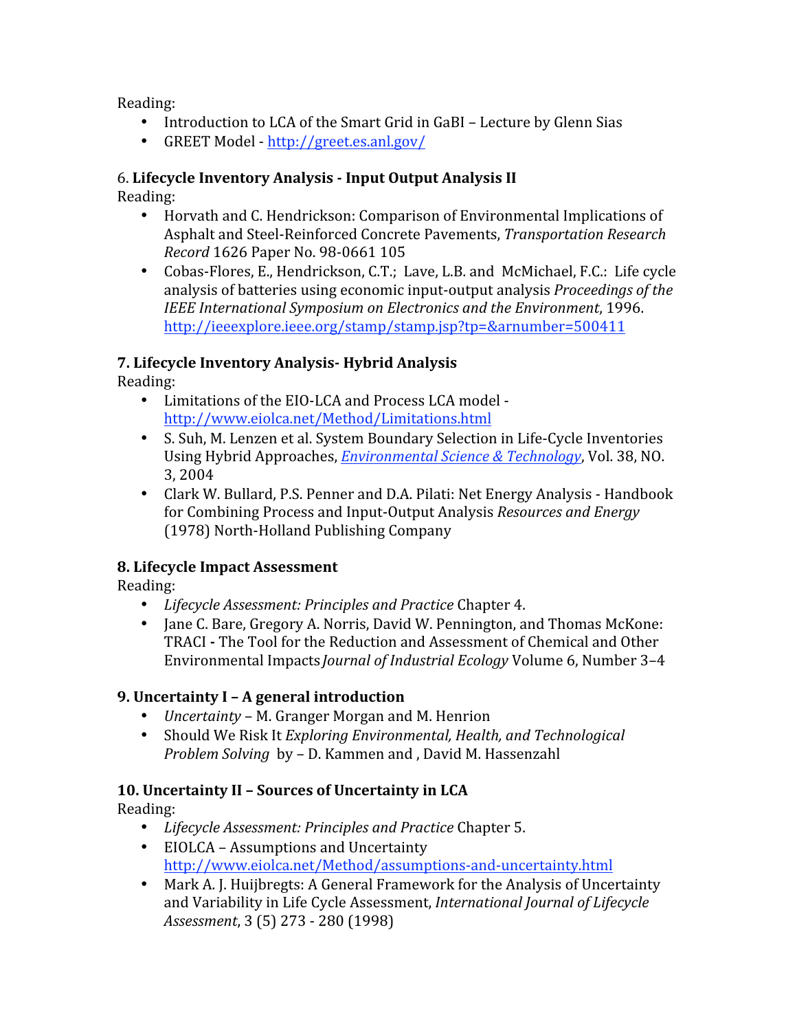Reading:

- Introduction to LCA of the Smart Grid in GaBI – Lecture by Glenn Sias
- GREET Model - http://greet.es.anl.gov/

6. **Lifecycle Inventory Analysis - Input Output Analysis II**

Reading:

- Horvath and C. Hendrickson: Comparison of Environmental Implications of Asphalt and Steel-Reinforced Concrete Pavements, *Transportation Research Record* 1626 Paper No. 98-0661 105
- Cobas-Flores, E., Hendrickson, C.T.; Lave, L.B. and McMichael, F.C.: Life cycle analysis of batteries using economic input-output analysis *Proceedings of the IEEE International Symposium on Electronics and the Environment*, 1996. http://ieeexplore.ieee.org/stamp/stamp.jsp?tp=&arnumber=500411

**7. Lifecycle Inventory Analysis- Hybrid Analysis**

Reading:

- Limitations of the EIO-LCA and Process LCA model - http://www.eiolca.net/Method/Limitations.html
- S. Suh, M. Lenzen et al. System Boundary Selection in Life-Cycle Inventories Using Hybrid Approaches, *Environmental Science & Technology*, Vol. 38, NO. 3, 2004
- Clark W. Bullard, P.S. Penner and D.A. Pilati: Net Energy Analysis - Handbook for Combining Process and Input-Output Analysis *Resources and Energy* (1978) North-Holland Publishing Company

**8. Lifecycle Impact Assessment**

Reading:

- *Lifecycle Assessment: Principles and Practice* Chapter 4.
- Jane C. Bare, Gregory A. Norris, David W. Pennington, and Thomas McKone: TRACI - The Tool for the Reduction and Assessment of Chemical and Other Environmental Impacts *Journal of Industrial Ecology* Volume 6, Number 3–4

**9. Uncertainty I – A general introduction**

- *Uncertainty* – M. Granger Morgan and M. Henrion
- Should We Risk It *Exploring Environmental, Health, and Technological Problem Solving* by – D. Kammen and , David M. Hassenzahl

**10. Uncertainty II – Sources of Uncertainty in LCA**

Reading:

- *Lifecycle Assessment: Principles and Practice* Chapter 5.
- EIOLCA – Assumptions and Uncertainty http://www.eiolca.net/Method/assumptions-and-uncertainty.html
- Mark A. J. Huijbregts: A General Framework for the Analysis of Uncertainty and Variability in Life Cycle Assessment, *International Journal of Lifecycle Assessment*, 3 (5) 273 - 280 (1998)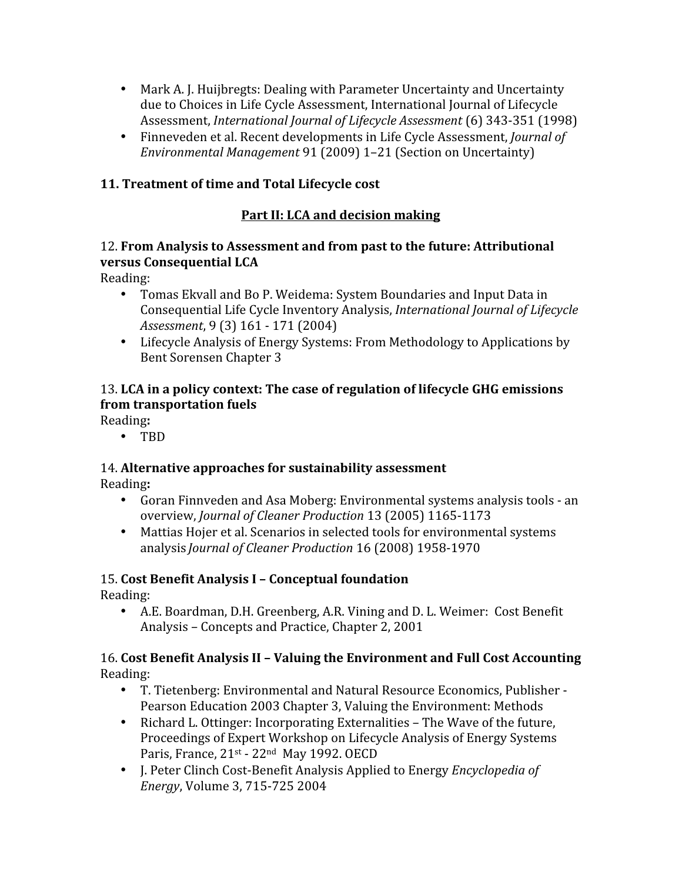- Mark A. J. Huijbregts: Dealing with Parameter Uncertainty and Uncertainty due to Choices in Life Cycle Assessment, International Journal of Lifecycle Assessment, *International Journal of Lifecycle Assessment* (6) 343-351 (1998)
- Finneveden et al. Recent developments in Life Cycle Assessment, *Journal of Environmental Management* 91 (2009) 1–21 (Section on Uncertainty)

**11. Treatment of time and Total Lifecycle cost**

## Part II: LCA and decision making

12. **From Analysis to Assessment and from past to the future: Attributional versus Consequential LCA**

Reading:

- Tomas Ekvall and Bo P. Weidema: System Boundaries and Input Data in Consequential Life Cycle Inventory Analysis, *International Journal of Lifecycle Assessment*, 9 (3) 161 - 171 (2004)
- Lifecycle Analysis of Energy Systems: From Methodology to Applications by Bent Sorensen Chapter 3

13. **LCA in a policy context: The case of regulation of lifecycle GHG emissions from transportation fuels**

Reading**:**

- TBD

14. **Alternative approaches for sustainability assessment**

Reading**:**

- Goran Finnveden and Asa Moberg: Environmental systems analysis tools - an overview, *Journal of Cleaner Production* 13 (2005) 1165-1173
- Mattias Hojer et al. Scenarios in selected tools for environmental systems analysis *Journal of Cleaner Production* 16 (2008) 1958-1970

15. **Cost Benefit Analysis I – Conceptual foundation**

Reading:

- A.E. Boardman, D.H. Greenberg, A.R. Vining and D. L. Weimer: Cost Benefit Analysis – Concepts and Practice, Chapter 2, 2001

16. **Cost Benefit Analysis II – Valuing the Environment and Full Cost Accounting**

Reading:

- T. Tietenberg: Environmental and Natural Resource Economics, Publisher - Pearson Education 2003 Chapter 3, Valuing the Environment: Methods
- Richard L. Ottinger: Incorporating Externalities – The Wave of the future, Proceedings of Expert Workshop on Lifecycle Analysis of Energy Systems Paris, France, 21st - 22nd May 1992. OECD
- J. Peter Clinch Cost-Benefit Analysis Applied to Energy *Encyclopedia of Energy*, Volume 3, 715-725 2004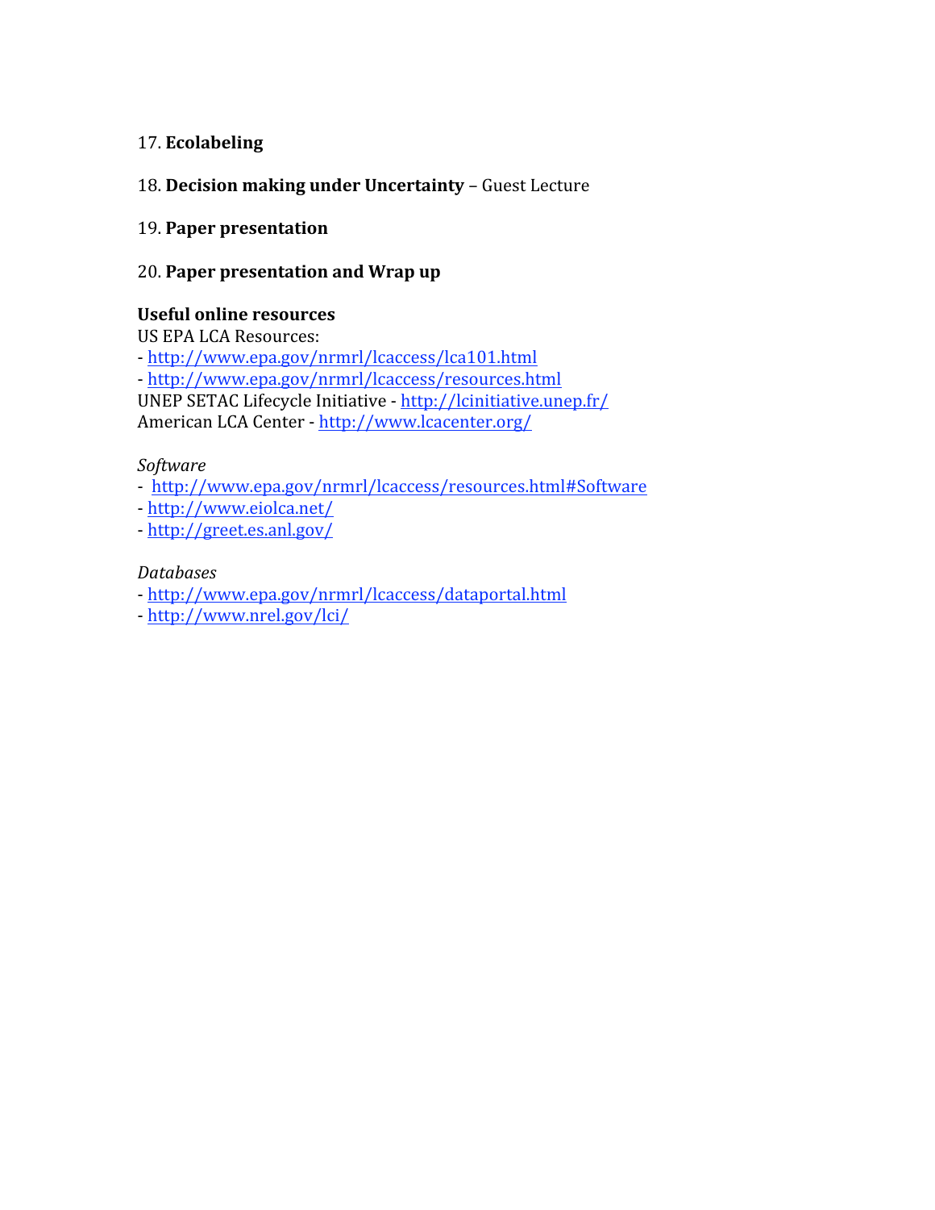17. **Ecolabeling**

18. **Decision making under Uncertainty** – Guest Lecture

19. **Paper presentation**

20. **Paper presentation and Wrap up**

**Useful online resources**
US EPA LCA Resources:
- http://www.epa.gov/nrmrl/lcaccess/lca101.html
- http://www.epa.gov/nrmrl/lcaccess/resources.html

UNEP SETAC Lifecycle Initiative - http://lcinitiative.unep.fr/
American LCA Center - http://www.lcacenter.org/

*Software*
- http://www.epa.gov/nrmrl/lcaccess/resources.html#Software
- http://www.eiolca.net/
- http://greet.es.anl.gov/

*Databases*
- http://www.epa.gov/nrmrl/lcaccess/dataportal.html
- http://www.nrel.gov/lci/